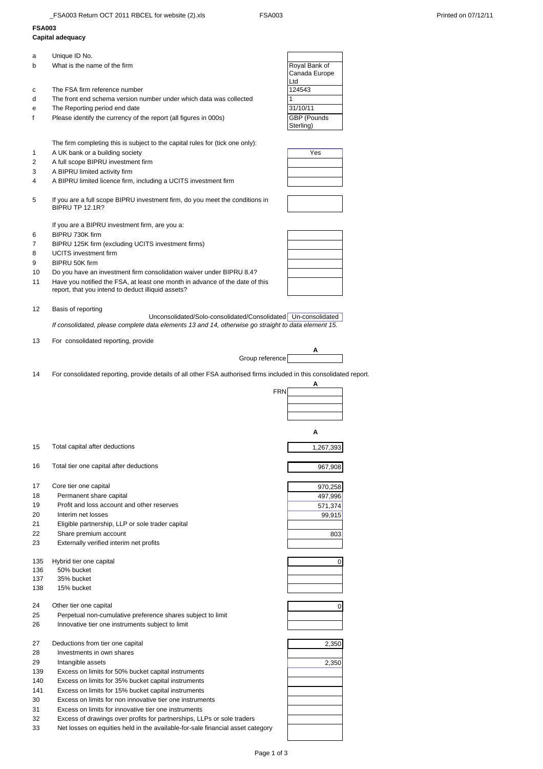**FSA003**
**Capital adequacy**

| | | |
|---|---|---|
| a | Unique ID No. | |
| b | What is the name of the firm | Royal Bank of Canada Europe Ltd |
| c | The FSA firm reference number | 124543 |
| d | The front end schema version number under which data was collected | 1 |
| e | The Reporting period end date | 31/10/11 |
| f | Please identify the currency of the report (all figures in 000s) | GBP (Pounds Sterling) |

The firm completing this is subject to the capital rules for (tick one only):

| | | |
|---|---|---|
| 1 | A UK bank or a building society | Yes |
| 2 | A full scope BIPRU investment firm | |
| 3 | A BIPRU limited activity firm | |
| 4 | A BIPRU limited licence firm, including a UCITS investment firm | |
| 5 | If you are a full scope BIPRU investment firm, do you meet the conditions in BIPRU TP 12.1R? | |

If you are a BIPRU investment firm, are you a:

| | | |
|---|---|---|
| 6 | BIPRU 730K firm | |
| 7 | BIPRU 125K firm (excluding UCITS investment firms) | |
| 8 | UCITS investment firm | |
| 9 | BIPRU 50K firm | |
| 10 | Do you have an investment firm consolidation waiver under BIPRU 8.4? | |
| 11 | Have you notified the FSA, at least one month in advance of the date of this report, that you intend to deduct illiquid assets? | |

12 Basis of reporting

Unconsolidated/Solo-consolidated/Consolidated: Un-consolidated

*If consolidated, please complete data elements 13 and 14, otherwise go straight to data element 15.*

13 For consolidated reporting, provide

| | A |
|---|---|
| Group reference | |

14 For consolidated reporting, provide details of all other FSA authorised firms included in this consolidated report.

| | A |
|---|---|
| FRN | |
| | |
| | |
| | |

| | | A |
|---|---|---|
| 15 | Total capital after deductions | 1,267,393 |
| 16 | Total tier one capital after deductions | 967,908 |
| 17 | Core tier one capital | 970,258 |
| 18 | Permanent share capital | 497,996 |
| 19 | Profit and loss account and other reserves | 571,374 |
| 20 | Interim net losses | 99,915 |
| 21 | Eligible partnership, LLP or sole trader capital | |
| 22 | Share premium account | 803 |
| 23 | Externally verified interim net profits | |
| 135 | Hybrid tier one capital | 0 |
| 136 | 50% bucket | |
| 137 | 35% bucket | |
| 138 | 15% bucket | |
| 24 | Other tier one capital | 0 |
| 25 | Perpetual non-cumulative preference shares subject to limit | |
| 26 | Innovative tier one instruments subject to limit | |
| 27 | Deductions from tier one capital | 2,350 |
| 28 | Investments in own shares | |
| 29 | Intangible assets | 2,350 |
| 139 | Excess on limits for 50% bucket capital instruments | |
| 140 | Excess on limits for 35% bucket capital instruments | |
| 141 | Excess on limits for 15% bucket capital instruments | |
| 30 | Excess on limits for non innovative tier one instruments | |
| 31 | Excess on limits for innovative tier one instruments | |
| 32 | Excess of drawings over profits for partnerships, LLPs or sole traders | |
| 33 | Net losses on equities held in the available-for-sale financial asset category | |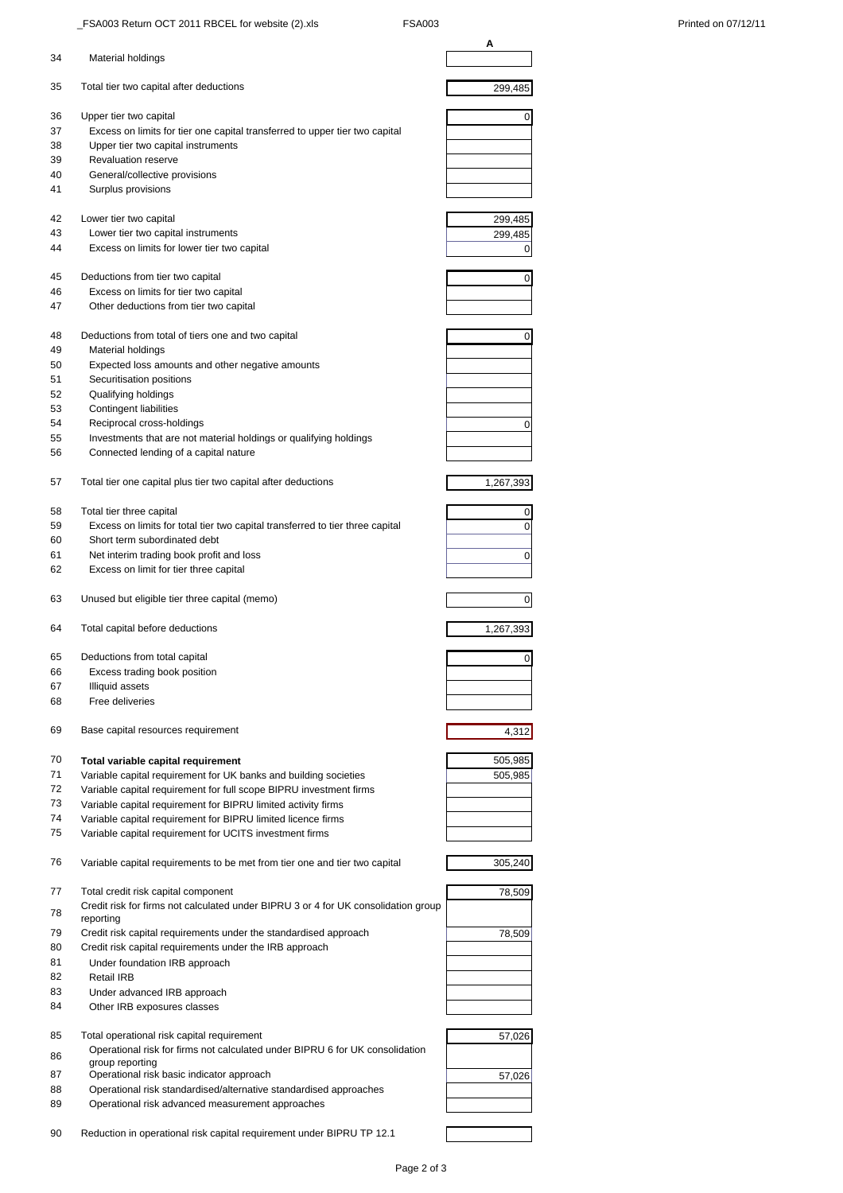| | | A |
|---|---|---|
| 34 | Material holdings | |
| 35 | Total tier two capital after deductions | 299,485 |
| 36 | Upper tier two capital | 0 |
| 37 | Excess on limits for tier one capital transferred to upper tier two capital | |
| 38 | Upper tier two capital instruments | |
| 39 | Revaluation reserve | |
| 40 | General/collective provisions | |
| 41 | Surplus provisions | |
| 42 | Lower tier two capital | 299,485 |
| 43 | Lower tier two capital instruments | 299,485 |
| 44 | Excess on limits for lower tier two capital | 0 |
| 45 | Deductions from tier two capital | 0 |
| 46 | Excess on limits for tier two capital | |
| 47 | Other deductions from tier two capital | |
| 48 | Deductions from total of tiers one and two capital | 0 |
| 49 | Material holdings | |
| 50 | Expected loss amounts and other negative amounts | |
| 51 | Securitisation positions | |
| 52 | Qualifying holdings | |
| 53 | Contingent liabilities | |
| 54 | Reciprocal cross-holdings | 0 |
| 55 | Investments that are not material holdings or qualifying holdings | |
| 56 | Connected lending of a capital nature | |
| 57 | Total tier one capital plus tier two capital after deductions | 1,267,393 |
| 58 | Total tier three capital | 0 |
| 59 | Excess on limits for total tier two capital transferred to tier three capital | 0 |
| 60 | Short term subordinated debt | |
| 61 | Net interim trading book profit and loss | 0 |
| 62 | Excess on limit for tier three capital | |
| 63 | Unused but eligible tier three capital (memo) | 0 |
| 64 | Total capital before deductions | 1,267,393 |
| 65 | Deductions from total capital | 0 |
| 66 | Excess trading book position | |
| 67 | Illiquid assets | |
| 68 | Free deliveries | |
| 69 | Base capital resources requirement | 4,312 |
| 70 | **Total variable capital requirement** | 505,985 |
| 71 | Variable capital requirement for UK banks and building societies | 505,985 |
| 72 | Variable capital requirement for full scope BIPRU investment firms | |
| 73 | Variable capital requirement for BIPRU limited activity firms | |
| 74 | Variable capital requirement for BIPRU limited licence firms | |
| 75 | Variable capital requirement for UCITS investment firms | |
| 76 | Variable capital requirements to be met from tier one and tier two capital | 305,240 |
| 77 | Total credit risk capital component | 78,509 |
| 78 | Credit risk for firms not calculated under BIPRU 3 or 4 for UK consolidation group reporting | |
| 79 | Credit risk capital requirements under the standardised approach | 78,509 |
| 80 | Credit risk capital requirements under the IRB approach | |
| 81 | Under foundation IRB approach | |
| 82 | Retail IRB | |
| 83 | Under advanced IRB approach | |
| 84 | Other IRB exposures classes | |
| 85 | Total operational risk capital requirement | 57,026 |
| 86 | Operational risk for firms not calculated under BIPRU 6 for UK consolidation group reporting | |
| 87 | Operational risk basic indicator approach | 57,026 |
| 88 | Operational risk standardised/alternative standardised approaches | |
| 89 | Operational risk advanced measurement approaches | |
| 90 | Reduction in operational risk capital requirement under BIPRU TP 12.1 | |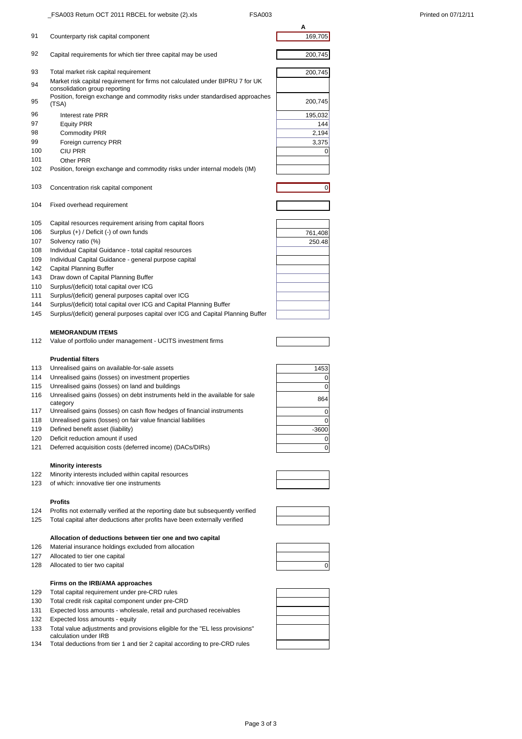| | | A |
|---|---|---|
| 91 | Counterparty risk capital component | 169,705 |
| 92 | Capital requirements for which tier three capital may be used | 200,745 |
| 93 | Total market risk capital requirement | 200,745 |
| 94 | Market risk capital requirement for firms not calculated under BIPRU 7 for UK consolidation group reporting | |
| 95 | Position, foreign exchange and commodity risks under standardised approaches (TSA) | 200,745 |
| 96 | Interest rate PRR | 195,032 |
| 97 | Equity PRR | 144 |
| 98 | Commodity PRR | 2,194 |
| 99 | Foreign currency PRR | 3,375 |
| 100 | CIU PRR | 0 |
| 101 | Other PRR | |
| 102 | Position, foreign exchange and commodity risks under internal models (IM) | |
| 103 | Concentration risk capital component | 0 |
| 104 | Fixed overhead requirement | |
| 105 | Capital resources requirement arising from capital floors | |
| 106 | Surplus (+) / Deficit (-) of own funds | 761,408 |
| 107 | Solvency ratio (%) | 250.48 |
| 108 | Individual Capital Guidance - total capital resources | |
| 109 | Individual Capital Guidance - general purpose capital | |
| 142 | Capital Planning Buffer | |
| 143 | Draw down of Capital Planning Buffer | |
| 110 | Surplus/(deficit) total capital over ICG | |
| 111 | Surplus/(deficit) general purposes capital over ICG | |
| 144 | Surplus/(deficit) total capital over ICG and Capital Planning Buffer | |
| 145 | Surplus/(deficit) general purposes capital over ICG and Capital Planning Buffer | |

**MEMORANDUM ITEMS**

| | | |
|---|---|---|
| 112 | Value of portfolio under management - UCITS investment firms | |

**Prudential filters**

| | | |
|---|---|---|
| 113 | Unrealised gains on available-for-sale assets | 1453 |
| 114 | Unrealised gains (losses) on investment properties | 0 |
| 115 | Unrealised gains (losses) on land and buildings | 0 |
| 116 | Unrealised gains (losses) on debt instruments held in the available for sale category | 864 |
| 117 | Unrealised gains (losses) on cash flow hedges of financial instruments | 0 |
| 118 | Unrealised gains (losses) on fair value financial liabilities | 0 |
| 119 | Defined benefit asset (liability) | -3600 |
| 120 | Deficit reduction amount if used | 0 |
| 121 | Deferred acquisition costs (deferred income) (DACs/DIRs) | 0 |

**Minority interests**

| | | |
|---|---|---|
| 122 | Minority interests included within capital resources | |
| 123 | of which: innovative tier one instruments | |

**Profits**

| | | |
|---|---|---|
| 124 | Profits not externally verified at the reporting date but subsequently verified | |
| 125 | Total capital after deductions after profits have been externally verified | |

**Allocation of deductions between tier one and two capital**

| | | |
|---|---|---|
| 126 | Material insurance holdings excluded from allocation | |
| 127 | Allocated to tier one capital | |
| 128 | Allocated to tier two capital | 0 |

**Firms on the IRB/AMA approaches**

| | | |
|---|---|---|
| 129 | Total capital requirement under pre-CRD rules | |
| 130 | Total credit risk capital component under pre-CRD | |
| 131 | Expected loss amounts - wholesale, retail and purchased receivables | |
| 132 | Expected loss amounts - equity | |
| 133 | Total value adjustments and provisions eligible for the "EL less provisions" calculation under IRB | |
| 134 | Total deductions from tier 1 and tier 2 capital according to pre-CRD rules | |